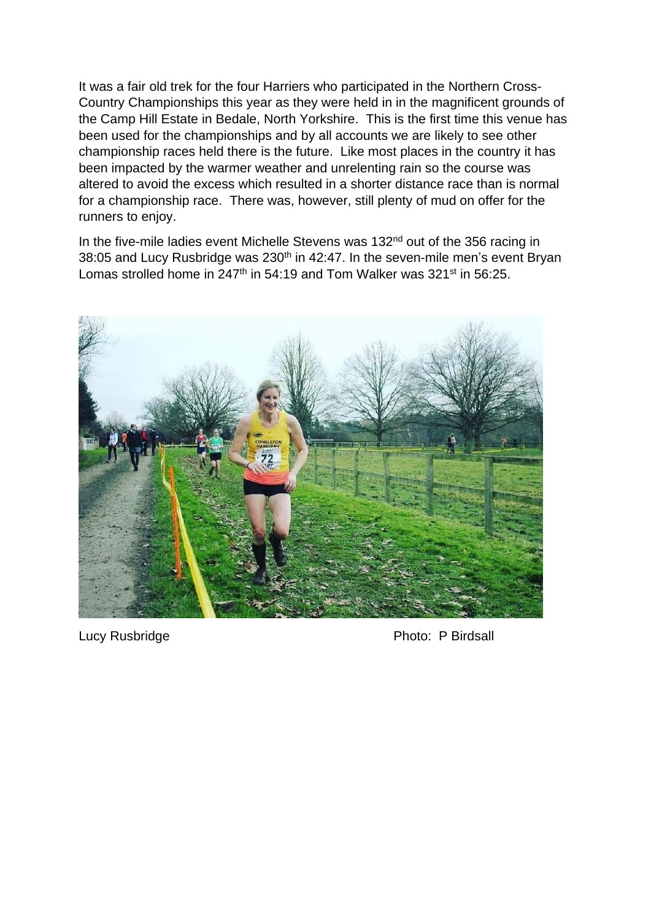It was a fair old trek for the four Harriers who participated in the Northern Cross-Country Championships this year as they were held in in the magnificent grounds of the Camp Hill Estate in Bedale, North Yorkshire. This is the first time this venue has been used for the championships and by all accounts we are likely to see other championship races held there is the future. Like most places in the country it has been impacted by the warmer weather and unrelenting rain so the course was altered to avoid the excess which resulted in a shorter distance race than is normal for a championship race. There was, however, still plenty of mud on offer for the runners to enjoy.

In the five-mile ladies event Michelle Stevens was 132nd out of the 356 racing in 38:05 and Lucy Rusbridge was 230th in 42:47. In the seven-mile men's event Bryan Lomas strolled home in 247th in 54:19 and Tom Walker was 321st in 56:25.

Lucy Rusbridge Photo: P Birdsall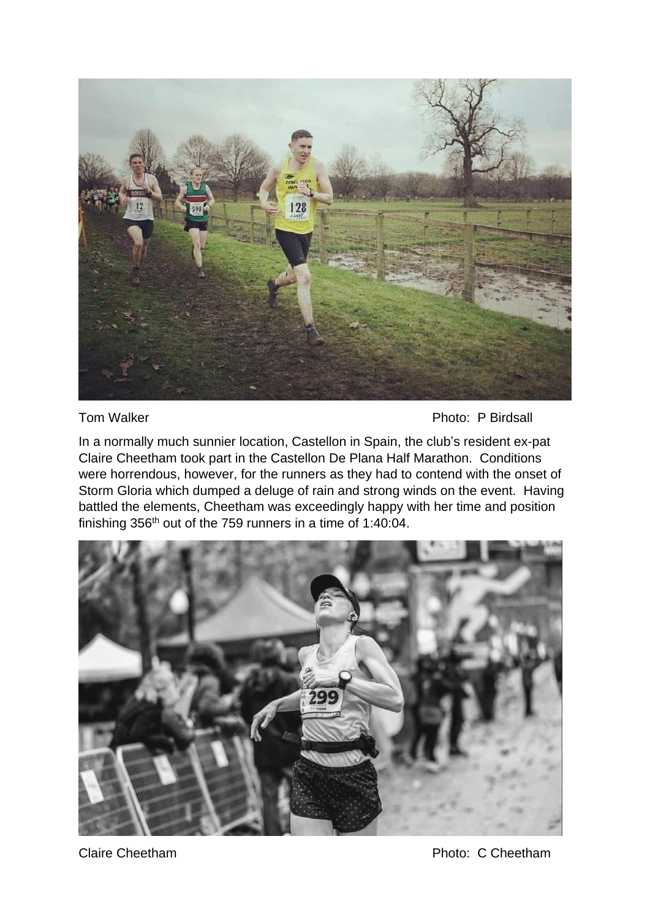Tom Walker Photo: P Birdsall

In a normally much sunnier location, Castellon in Spain, the club's resident ex-pat Claire Cheetham took part in the Castellon De Plana Half Marathon. Conditions were horrendous, however, for the runners as they had to contend with the onset of Storm Gloria which dumped a deluge of rain and strong winds on the event. Having battled the elements, Cheetham was exceedingly happy with her time and position finishing 356th out of the 759 runners in a time of 1:40:04.

Claire Cheetham Photo: C Cheetham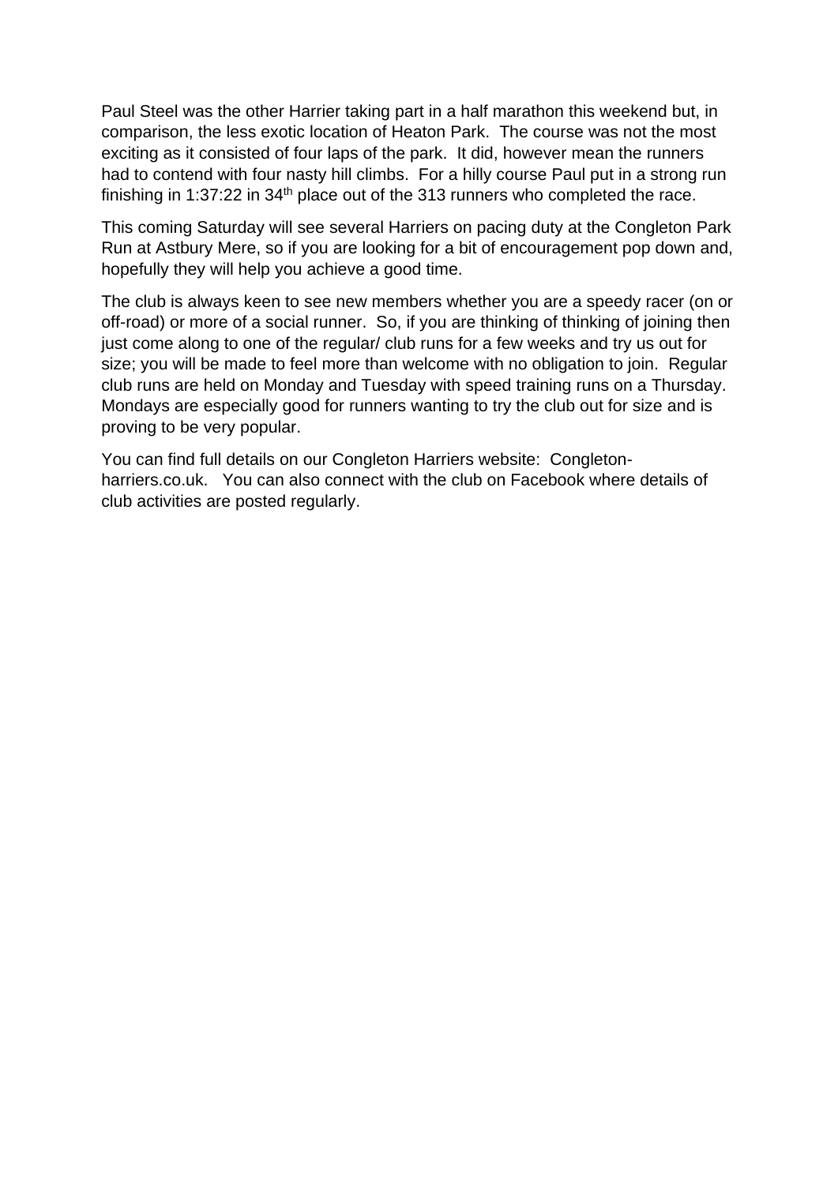Paul Steel was the other Harrier taking part in a half marathon this weekend but, in comparison, the less exotic location of Heaton Park. The course was not the most exciting as it consisted of four laps of the park. It did, however mean the runners had to contend with four nasty hill climbs. For a hilly course Paul put in a strong run finishing in 1:37:22 in 34th place out of the 313 runners who completed the race.

This coming Saturday will see several Harriers on pacing duty at the Congleton Park Run at Astbury Mere, so if you are looking for a bit of encouragement pop down and, hopefully they will help you achieve a good time.

The club is always keen to see new members whether you are a speedy racer (on or off-road) or more of a social runner. So, if you are thinking of thinking of joining then just come along to one of the regular/ club runs for a few weeks and try us out for size; you will be made to feel more than welcome with no obligation to join. Regular club runs are held on Monday and Tuesday with speed training runs on a Thursday. Mondays are especially good for runners wanting to try the club out for size and is proving to be very popular.

You can find full details on our Congleton Harriers website: Congleton-harriers.co.uk. You can also connect with the club on Facebook where details of club activities are posted regularly.